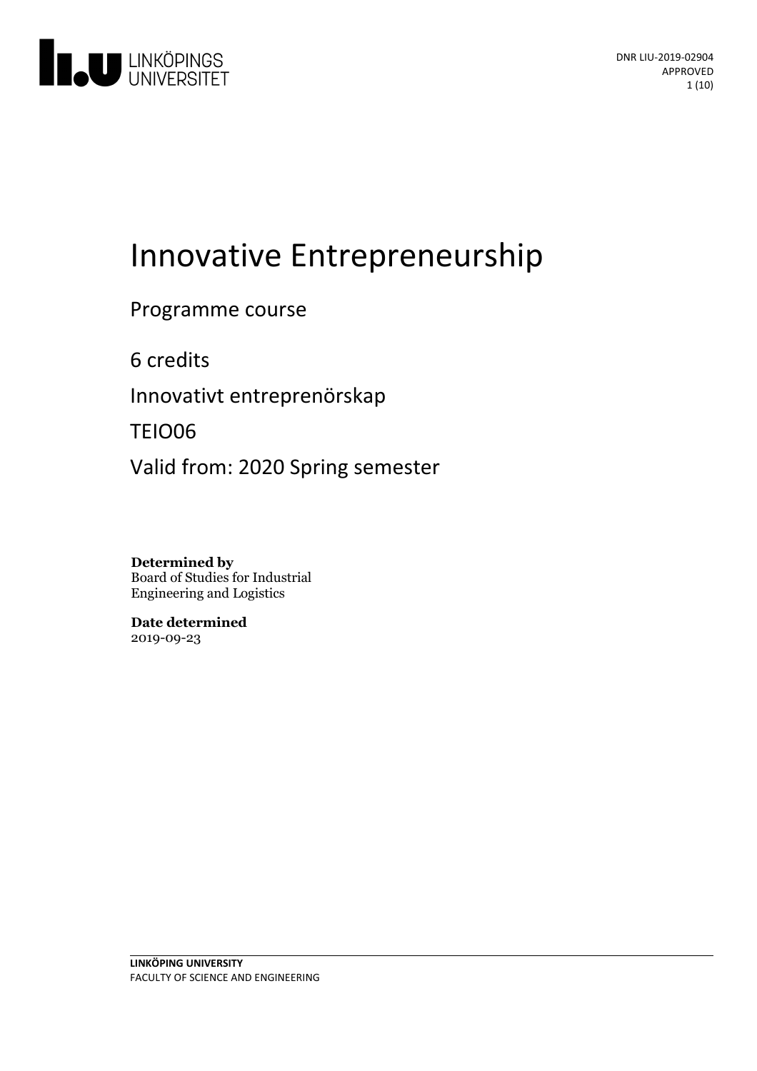DNR LIU-2019-02904
APPROVED

# Innovative Entrepreneurship

Programme course

6 credits

Innovativt entreprenörskap

TEIO06

Valid from: 2020 Spring semester

**Determined by**
Board of Studies for Industrial Engineering and Logistics

**Date determined**
2019-09-23

LINKÖPING UNIVERSITY
FACULTY OF SCIENCE AND ENGINEERING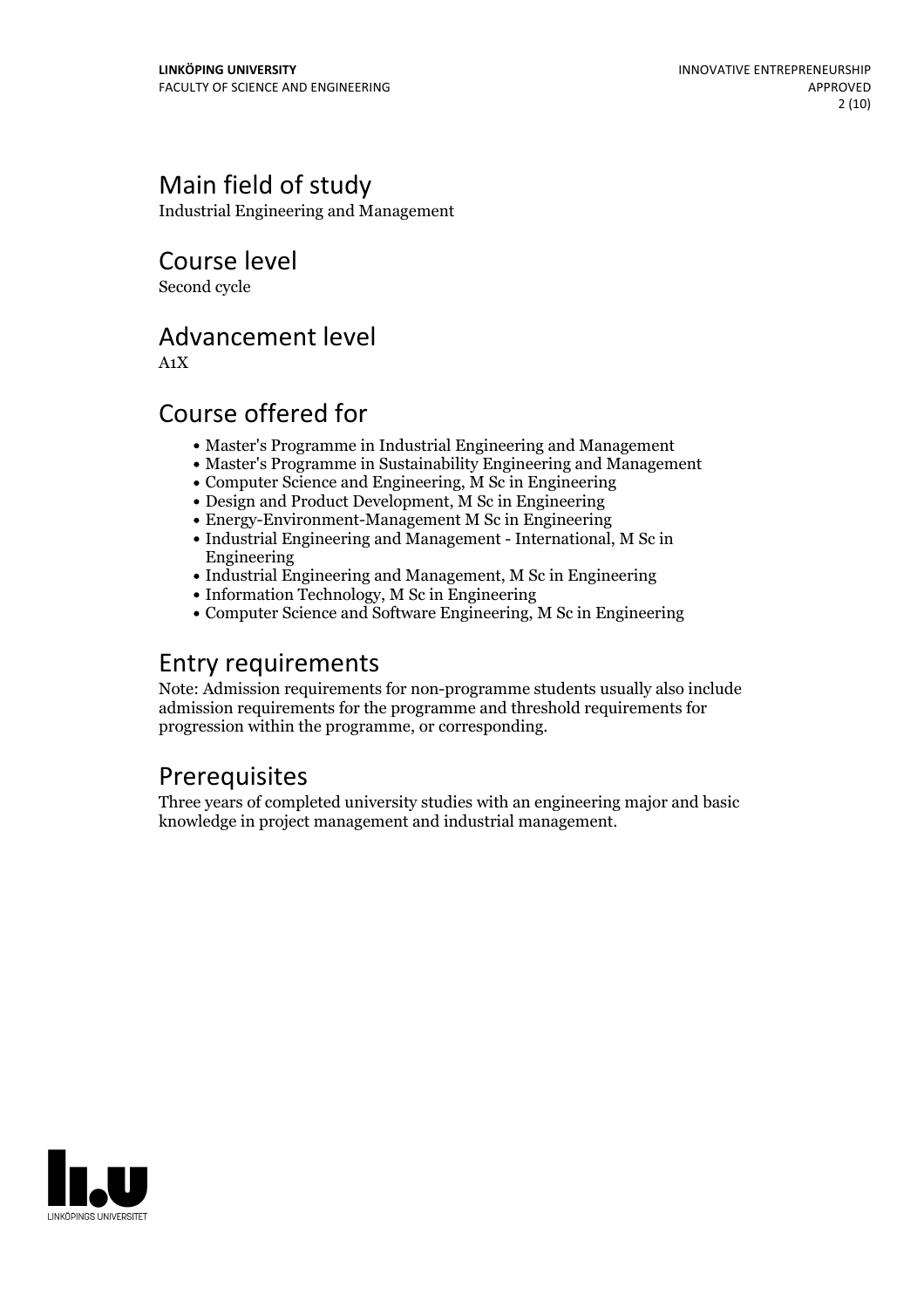## Main field of study

Industrial Engineering and Management

## Course level

Second cycle

## Advancement level

A1X

## Course offered for

- Master's Programme in Industrial Engineering and Management
- Master's Programme in Sustainability Engineering and Management
- Computer Science and Engineering, M Sc in Engineering
- Design and Product Development, M Sc in Engineering
- Energy-Environment-Management M Sc in Engineering
- Industrial Engineering and Management - International, M Sc in Engineering
- Industrial Engineering and Management, M Sc in Engineering
- Information Technology, M Sc in Engineering
- Computer Science and Software Engineering, M Sc in Engineering

## Entry requirements

Note: Admission requirements for non-programme students usually also include admission requirements for the programme and threshold requirements for progression within the programme, or corresponding.

## Prerequisites

Three years of completed university studies with an engineering major and basic knowledge in project management and industrial management.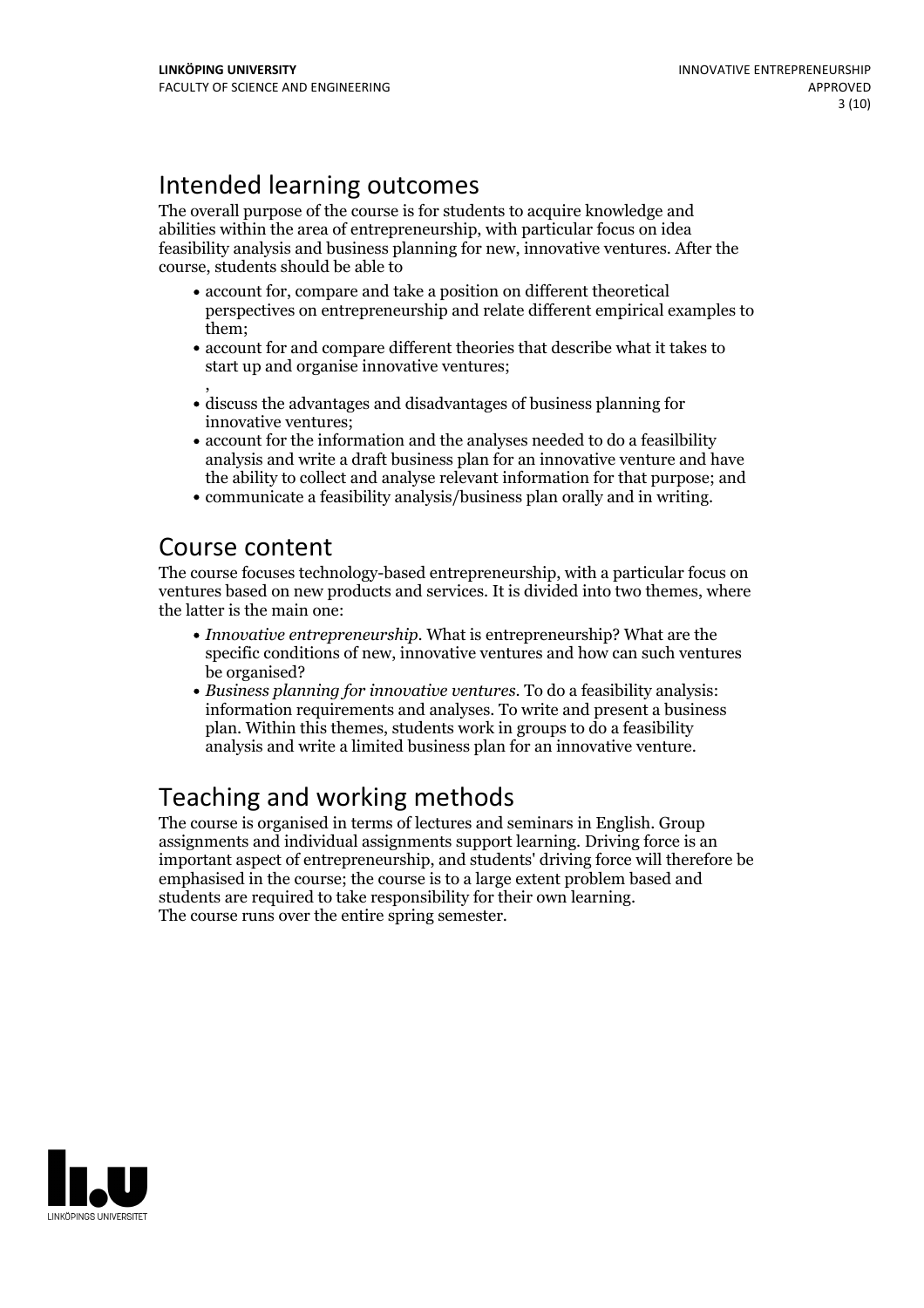## Intended learning outcomes

The overall purpose of the course is for students to acquire knowledge and abilities within the area of entrepreneurship, with particular focus on idea feasibility analysis and business planning for new, innovative ventures. After the course, students should be able to

- account for, compare and take a position on different theoretical perspectives on entrepreneurship and relate different empirical examples to them;
- account for and compare different theories that describe what it takes to start up and organise innovative ventures;
  ,
- discuss the advantages and disadvantages of business planning for innovative ventures;
- account for the information and the analyses needed to do a feasilbility analysis and write a draft business plan for an innovative venture and have the ability to collect and analyse relevant information for that purpose; and
- communicate a feasibility analysis/business plan orally and in writing.

## Course content

The course focuses technology-based entrepreneurship, with a particular focus on ventures based on new products and services. It is divided into two themes, where the latter is the main one:

- *Innovative entrepreneurship*. What is entrepreneurship? What are the specific conditions of new, innovative ventures and how can such ventures be organised?
- *Business planning for innovative ventures*. To do a feasibility analysis: information requirements and analyses. To write and present a business plan. Within this themes, students work in groups to do a feasibility analysis and write a limited business plan for an innovative venture.

## Teaching and working methods

The course is organised in terms of lectures and seminars in English. Group assignments and individual assignments support learning. Driving force is an important aspect of entrepreneurship, and students' driving force will therefore be emphasised in the course; the course is to a large extent problem based and students are required to take responsibility for their own learning.
The course runs over the entire spring semester.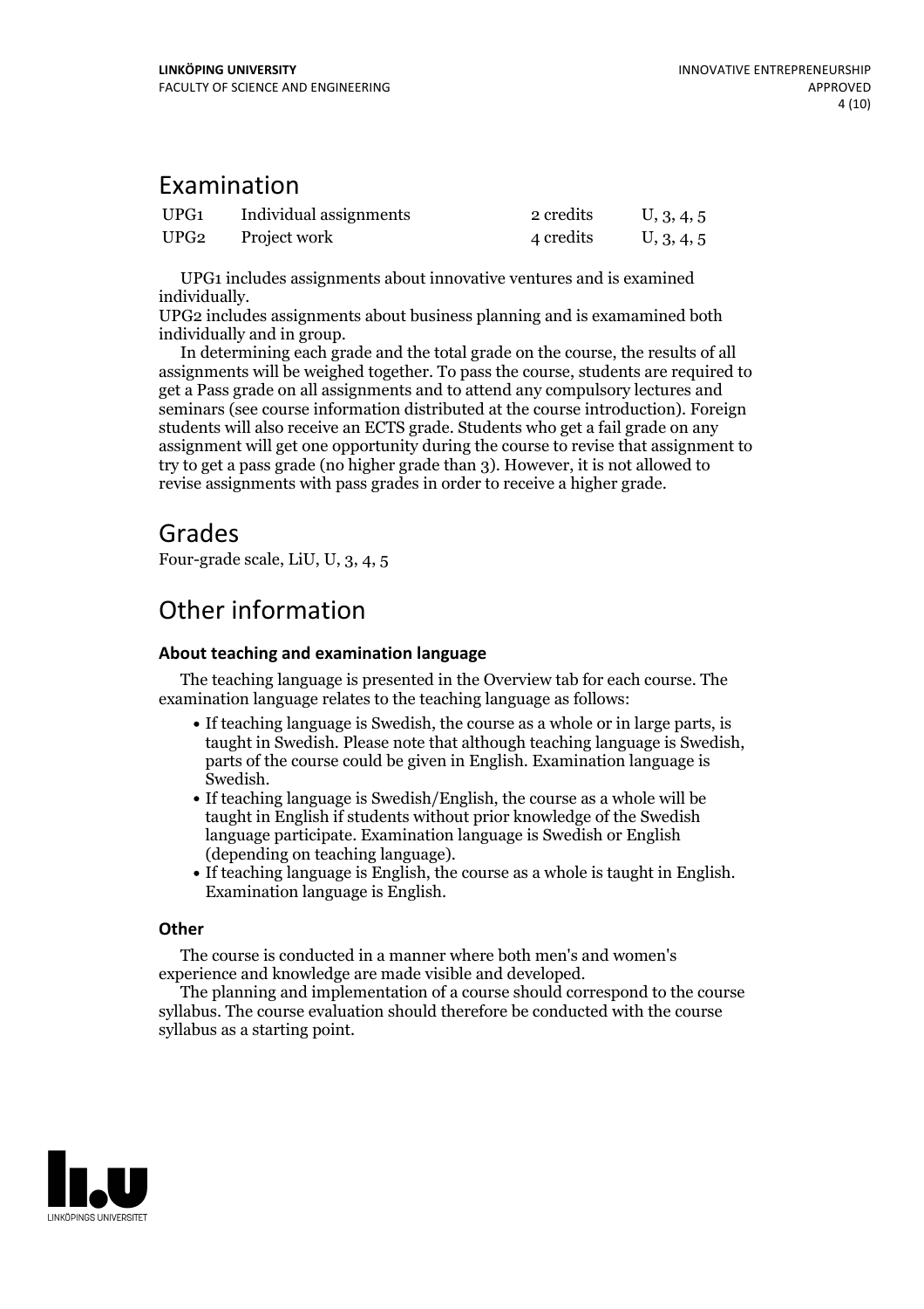## Examination

| | | | |
|---|---|---|---|
| UPG1 | Individual assignments | 2 credits | U, 3, 4, 5 |
| UPG2 | Project work | 4 credits | U, 3, 4, 5 |

UPG1 includes assignments about innovative ventures and is examined individually.
UPG2 includes assignments about business planning and is examamined both individually and in group.

In determining each grade and the total grade on the course, the results of all assignments will be weighed together. To pass the course, students are required to get a Pass grade on all assignments and to attend any compulsory lectures and seminars (see course information distributed at the course introduction). Foreign students will also receive an ECTS grade. Students who get a fail grade on any assignment will get one opportunity during the course to revise that assignment to try to get a pass grade (no higher grade than 3). However, it is not allowed to revise assignments with pass grades in order to receive a higher grade.

## Grades

Four-grade scale, LiU, U, 3, 4, 5

## Other information

### About teaching and examination language

The teaching language is presented in the Overview tab for each course. The examination language relates to the teaching language as follows:

- If teaching language is Swedish, the course as a whole or in large parts, is taught in Swedish. Please note that although teaching language is Swedish, parts of the course could be given in English. Examination language is Swedish.
- If teaching language is Swedish/English, the course as a whole will be taught in English if students without prior knowledge of the Swedish language participate. Examination language is Swedish or English (depending on teaching language).
- If teaching language is English, the course as a whole is taught in English. Examination language is English.

### Other

The course is conducted in a manner where both men's and women's experience and knowledge are made visible and developed.

The planning and implementation of a course should correspond to the course syllabus. The course evaluation should therefore be conducted with the course syllabus as a starting point.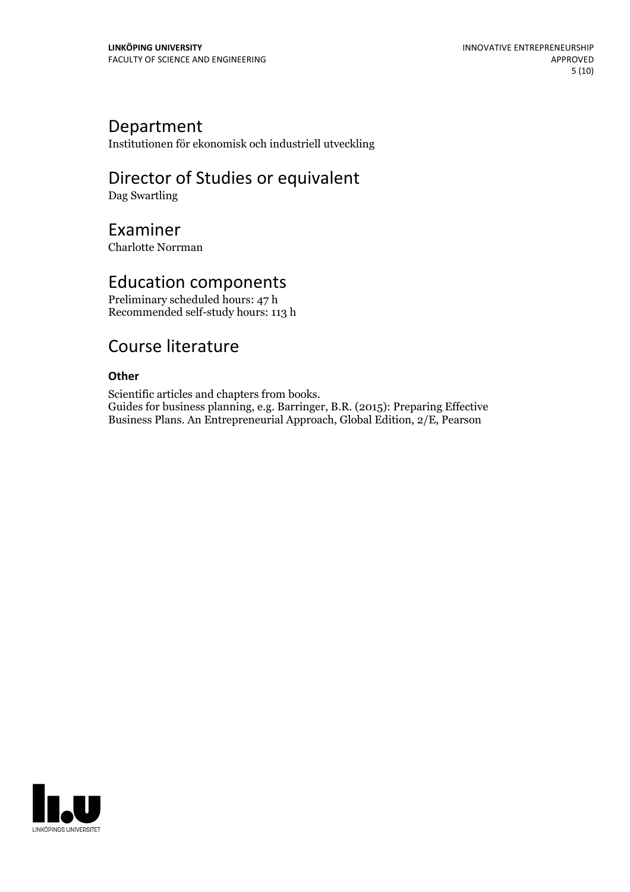## Department

Institutionen för ekonomisk och industriell utveckling

## Director of Studies or equivalent

Dag Swartling

## Examiner

Charlotte Norrman

## Education components

Preliminary scheduled hours: 47 h
Recommended self-study hours: 113 h

## Course literature

**Other**

Scientific articles and chapters from books.
Guides for business planning, e.g. Barringer, B.R. (2015): Preparing Effective Business Plans. An Entrepreneurial Approach, Global Edition, 2/E, Pearson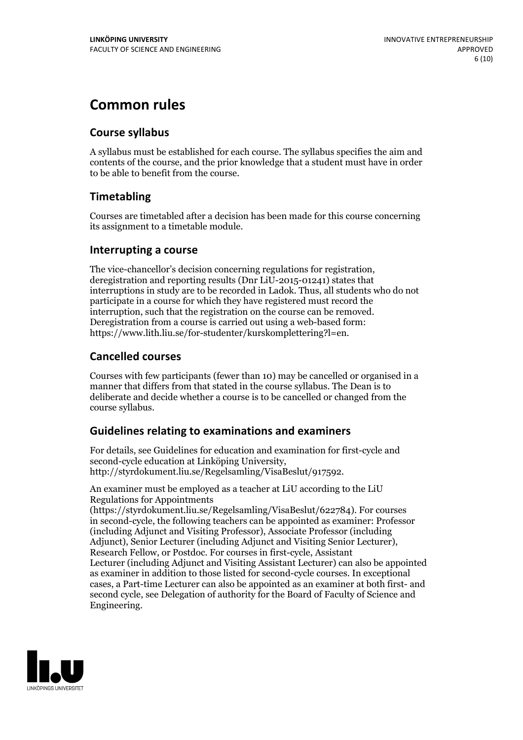# Common rules

## Course syllabus

A syllabus must be established for each course. The syllabus specifies the aim and contents of the course, and the prior knowledge that a student must have in order to be able to benefit from the course.

## Timetabling

Courses are timetabled after a decision has been made for this course concerning its assignment to a timetable module.

## Interrupting a course

The vice-chancellor's decision concerning regulations for registration, deregistration and reporting results (Dnr LiU-2015-01241) states that interruptions in study are to be recorded in Ladok. Thus, all students who do not participate in a course for which they have registered must record the interruption, such that the registration on the course can be removed. Deregistration from a course is carried out using a web-based form: https://www.lith.liu.se/for-studenter/kurskomplettering?l=en.

## Cancelled courses

Courses with few participants (fewer than 10) may be cancelled or organised in a manner that differs from that stated in the course syllabus. The Dean is to deliberate and decide whether a course is to be cancelled or changed from the course syllabus.

## Guidelines relating to examinations and examiners

For details, see Guidelines for education and examination for first-cycle and second-cycle education at Linköping University, http://styrdokument.liu.se/Regelsamling/VisaBeslut/917592.

An examiner must be employed as a teacher at LiU according to the LiU Regulations for Appointments (https://styrdokument.liu.se/Regelsamling/VisaBeslut/622784). For courses in second-cycle, the following teachers can be appointed as examiner: Professor (including Adjunct and Visiting Professor), Associate Professor (including Adjunct), Senior Lecturer (including Adjunct and Visiting Senior Lecturer), Research Fellow, or Postdoc. For courses in first-cycle, Assistant Lecturer (including Adjunct and Visiting Assistant Lecturer) can also be appointed as examiner in addition to those listed for second-cycle courses. In exceptional cases, a Part-time Lecturer can also be appointed as an examiner at both first- and second cycle, see Delegation of authority for the Board of Faculty of Science and Engineering.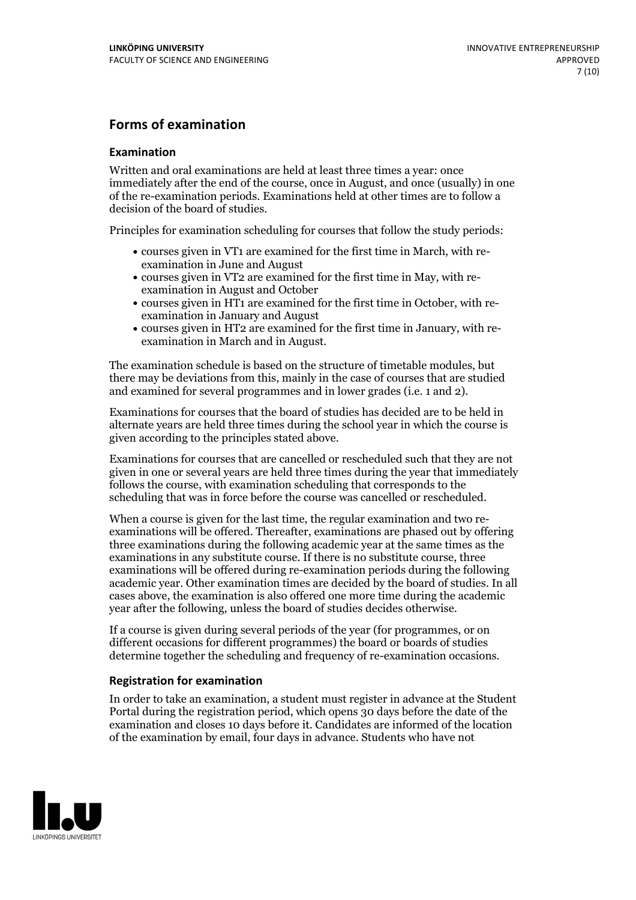## Forms of examination

### Examination

Written and oral examinations are held at least three times a year: once immediately after the end of the course, once in August, and once (usually) in one of the re-examination periods. Examinations held at other times are to follow a decision of the board of studies.

Principles for examination scheduling for courses that follow the study periods:

- courses given in VT1 are examined for the first time in March, with re-examination in June and August
- courses given in VT2 are examined for the first time in May, with re-examination in August and October
- courses given in HT1 are examined for the first time in October, with re-examination in January and August
- courses given in HT2 are examined for the first time in January, with re-examination in March and in August.

The examination schedule is based on the structure of timetable modules, but there may be deviations from this, mainly in the case of courses that are studied and examined for several programmes and in lower grades (i.e. 1 and 2).

Examinations for courses that the board of studies has decided are to be held in alternate years are held three times during the school year in which the course is given according to the principles stated above.

Examinations for courses that are cancelled or rescheduled such that they are not given in one or several years are held three times during the year that immediately follows the course, with examination scheduling that corresponds to the scheduling that was in force before the course was cancelled or rescheduled.

When a course is given for the last time, the regular examination and two re-examinations will be offered. Thereafter, examinations are phased out by offering three examinations during the following academic year at the same times as the examinations in any substitute course. If there is no substitute course, three examinations will be offered during re-examination periods during the following academic year. Other examination times are decided by the board of studies. In all cases above, the examination is also offered one more time during the academic year after the following, unless the board of studies decides otherwise.

If a course is given during several periods of the year (for programmes, or on different occasions for different programmes) the board or boards of studies determine together the scheduling and frequency of re-examination occasions.

### Registration for examination

In order to take an examination, a student must register in advance at the Student Portal during the registration period, which opens 30 days before the date of the examination and closes 10 days before it. Candidates are informed of the location of the examination by email, four days in advance. Students who have not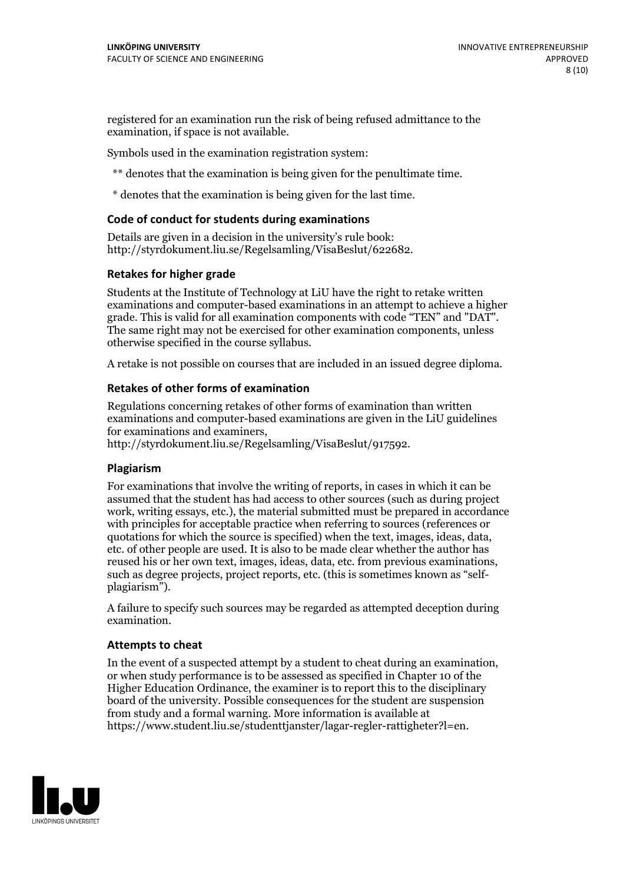registered for an examination run the risk of being refused admittance to the examination, if space is not available.

Symbols used in the examination registration system:

** denotes that the examination is being given for the penultimate time.

* denotes that the examination is being given for the last time.

### Code of conduct for students during examinations

Details are given in a decision in the university's rule book: http://styrdokument.liu.se/Regelsamling/VisaBeslut/622682.

### Retakes for higher grade

Students at the Institute of Technology at LiU have the right to retake written examinations and computer-based examinations in an attempt to achieve a higher grade. This is valid for all examination components with code "TEN" and "DAT". The same right may not be exercised for other examination components, unless otherwise specified in the course syllabus.

A retake is not possible on courses that are included in an issued degree diploma.

### Retakes of other forms of examination

Regulations concerning retakes of other forms of examination than written examinations and computer-based examinations are given in the LiU guidelines for examinations and examiners, http://styrdokument.liu.se/Regelsamling/VisaBeslut/917592.

### Plagiarism

For examinations that involve the writing of reports, in cases in which it can be assumed that the student has had access to other sources (such as during project work, writing essays, etc.), the material submitted must be prepared in accordance with principles for acceptable practice when referring to sources (references or quotations for which the source is specified) when the text, images, ideas, data, etc. of other people are used. It is also to be made clear whether the author has reused his or her own text, images, ideas, data, etc. from previous examinations, such as degree projects, project reports, etc. (this is sometimes known as "self-plagiarism").

A failure to specify such sources may be regarded as attempted deception during examination.

### Attempts to cheat

In the event of a suspected attempt by a student to cheat during an examination, or when study performance is to be assessed as specified in Chapter 10 of the Higher Education Ordinance, the examiner is to report this to the disciplinary board of the university. Possible consequences for the student are suspension from study and a formal warning. More information is available at https://www.student.liu.se/studenttjanster/lagar-regler-rattigheter?l=en.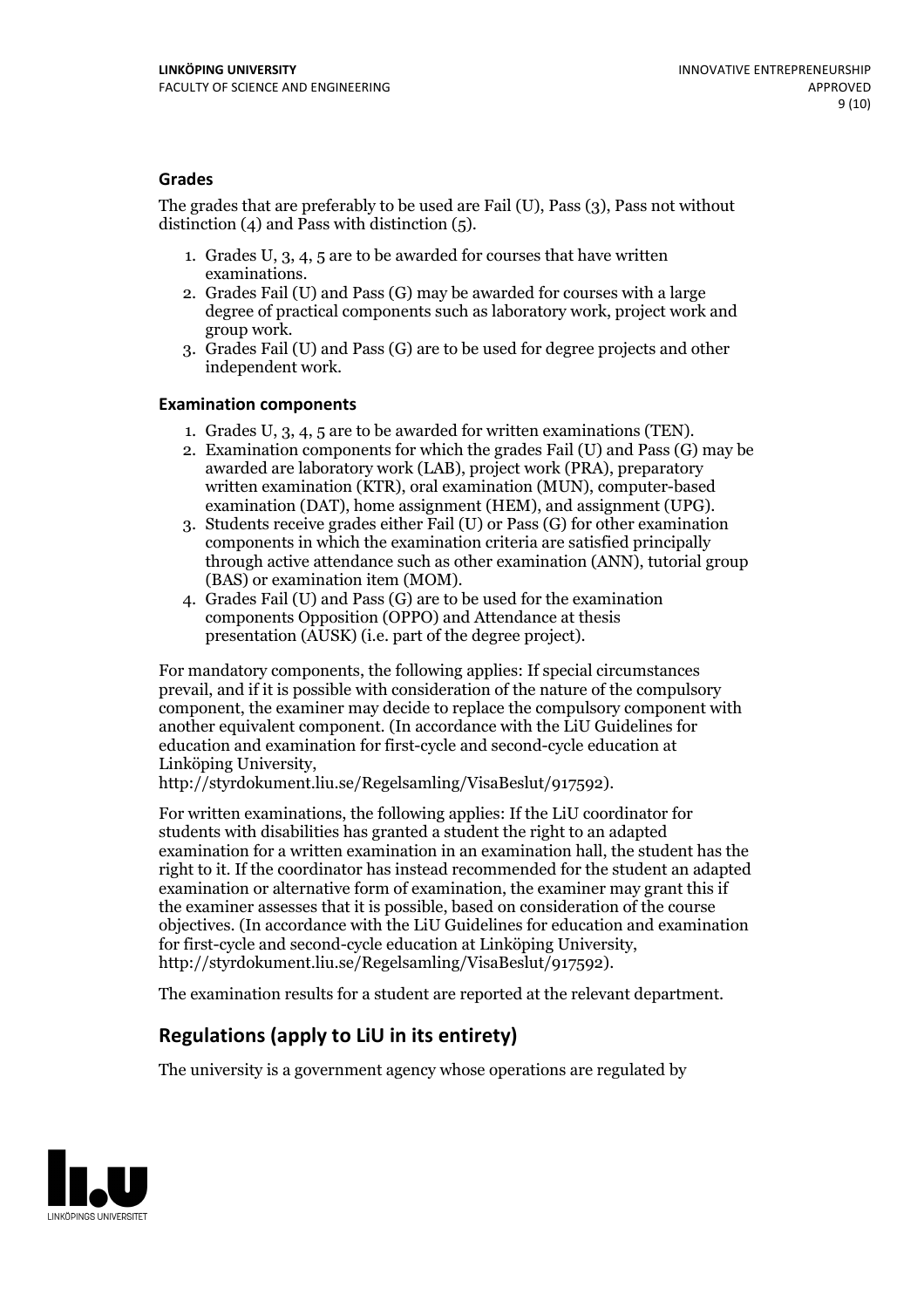### Grades

The grades that are preferably to be used are Fail (U), Pass (3), Pass not without distinction (4) and Pass with distinction (5).

1. Grades U, 3, 4, 5 are to be awarded for courses that have written examinations.
2. Grades Fail (U) and Pass (G) may be awarded for courses with a large degree of practical components such as laboratory work, project work and group work.
3. Grades Fail (U) and Pass (G) are to be used for degree projects and other independent work.

### Examination components

1. Grades U, 3, 4, 5 are to be awarded for written examinations (TEN).
2. Examination components for which the grades Fail (U) and Pass (G) may be awarded are laboratory work (LAB), project work (PRA), preparatory written examination (KTR), oral examination (MUN), computer-based examination (DAT), home assignment (HEM), and assignment (UPG).
3. Students receive grades either Fail (U) or Pass (G) for other examination components in which the examination criteria are satisfied principally through active attendance such as other examination (ANN), tutorial group (BAS) or examination item (MOM).
4. Grades Fail (U) and Pass (G) are to be used for the examination components Opposition (OPPO) and Attendance at thesis presentation (AUSK) (i.e. part of the degree project).

For mandatory components, the following applies: If special circumstances prevail, and if it is possible with consideration of the nature of the compulsory component, the examiner may decide to replace the compulsory component with another equivalent component. (In accordance with the LiU Guidelines for education and examination for first-cycle and second-cycle education at Linköping University, http://styrdokument.liu.se/Regelsamling/VisaBeslut/917592).

For written examinations, the following applies: If the LiU coordinator for students with disabilities has granted a student the right to an adapted examination for a written examination in an examination hall, the student has the right to it. If the coordinator has instead recommended for the student an adapted examination or alternative form of examination, the examiner may grant this if the examiner assesses that it is possible, based on consideration of the course objectives. (In accordance with the LiU Guidelines for education and examination for first-cycle and second-cycle education at Linköping University, http://styrdokument.liu.se/Regelsamling/VisaBeslut/917592).

The examination results for a student are reported at the relevant department.

## Regulations (apply to LiU in its entirety)

The university is a government agency whose operations are regulated by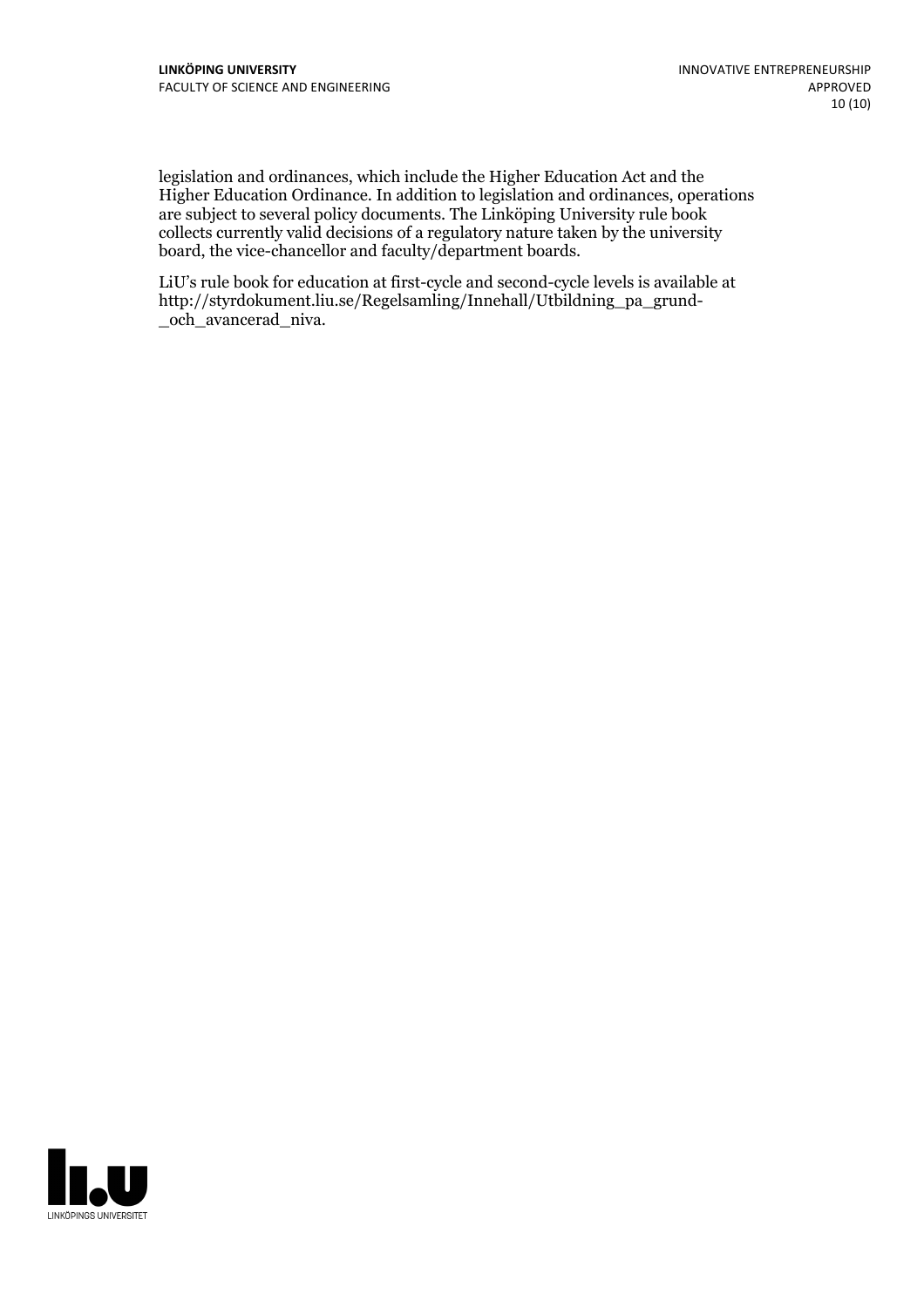legislation and ordinances, which include the Higher Education Act and the Higher Education Ordinance. In addition to legislation and ordinances, operations are subject to several policy documents. The Linköping University rule book collects currently valid decisions of a regulatory nature taken by the university board, the vice-chancellor and faculty/department boards.

LiU's rule book for education at first-cycle and second-cycle levels is available at http://styrdokument.liu.se/Regelsamling/Innehall/Utbildning_pa_grund-_och_avancerad_niva.